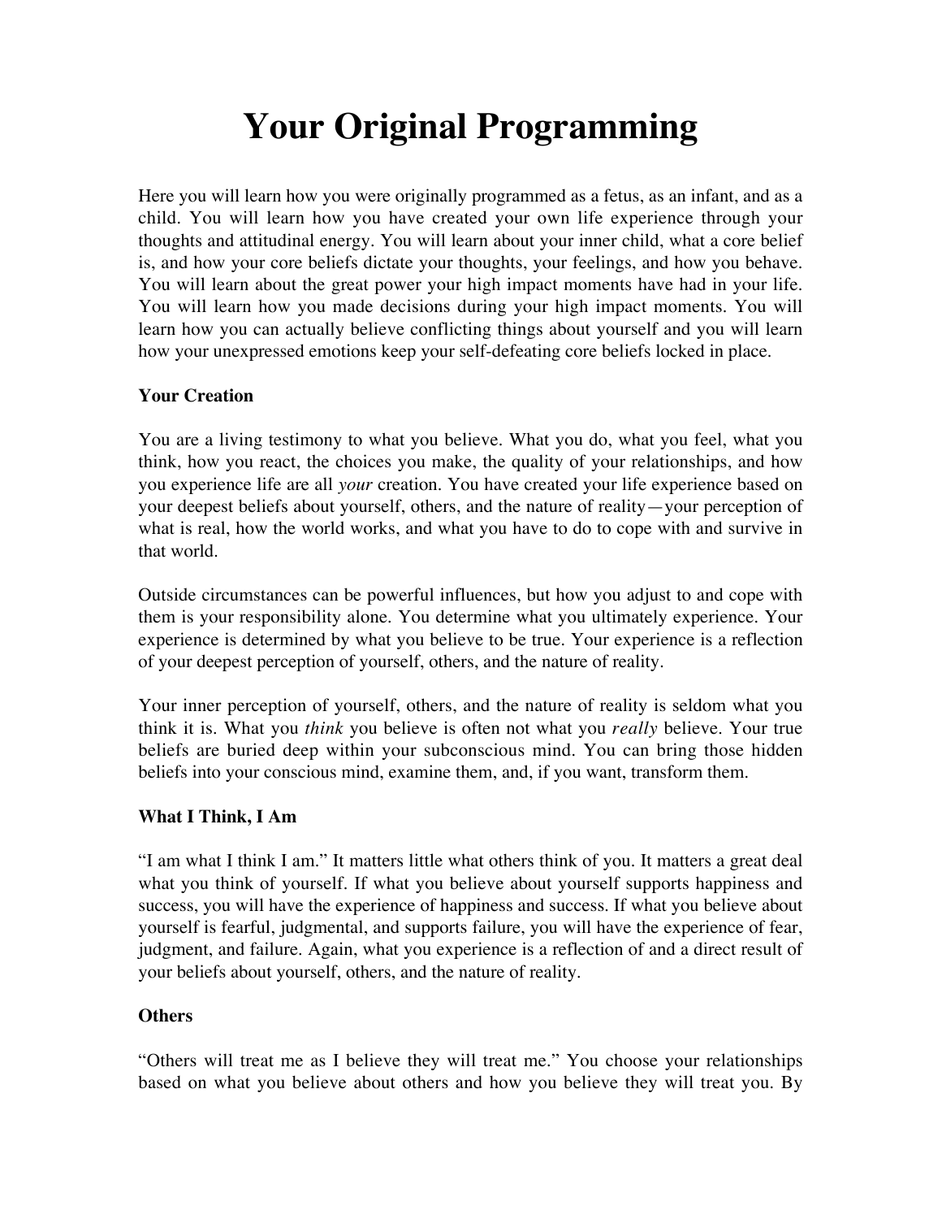# Your Original Programming

Here you will learn how you were originally programmed as a fetus, as an infant, and as a child. You will learn how you have created your own life experience through your thoughts and attitudinal energy. You will learn about your inner child, what a core belief is, and how your core beliefs dictate your thoughts, your feelings, and how you behave. You will learn about the great power your high impact moments have had in your life. You will learn how you made decisions during your high impact moments. You will learn how you can actually believe conflicting things about yourself and you will learn how your unexpressed emotions keep your self-defeating core beliefs locked in place.

**Your Creation**

You are a living testimony to what you believe. What you do, what you feel, what you think, how you react, the choices you make, the quality of your relationships, and how you experience life are all *your* creation. You have created your life experience based on your deepest beliefs about yourself, others, and the nature of reality—your perception of what is real, how the world works, and what you have to do to cope with and survive in that world.

Outside circumstances can be powerful influences, but how you adjust to and cope with them is your responsibility alone. You determine what you ultimately experience. Your experience is determined by what you believe to be true. Your experience is a reflection of your deepest perception of yourself, others, and the nature of reality.

Your inner perception of yourself, others, and the nature of reality is seldom what you think it is. What you *think* you believe is often not what you *really* believe. Your true beliefs are buried deep within your subconscious mind. You can bring those hidden beliefs into your conscious mind, examine them, and, if you want, transform them.

**What I Think, I Am**

"I am what I think I am." It matters little what others think of you. It matters a great deal what you think of yourself. If what you believe about yourself supports happiness and success, you will have the experience of happiness and success. If what you believe about yourself is fearful, judgmental, and supports failure, you will have the experience of fear, judgment, and failure. Again, what you experience is a reflection of and a direct result of your beliefs about yourself, others, and the nature of reality.

**Others**

"Others will treat me as I believe they will treat me." You choose your relationships based on what you believe about others and how you believe they will treat you. By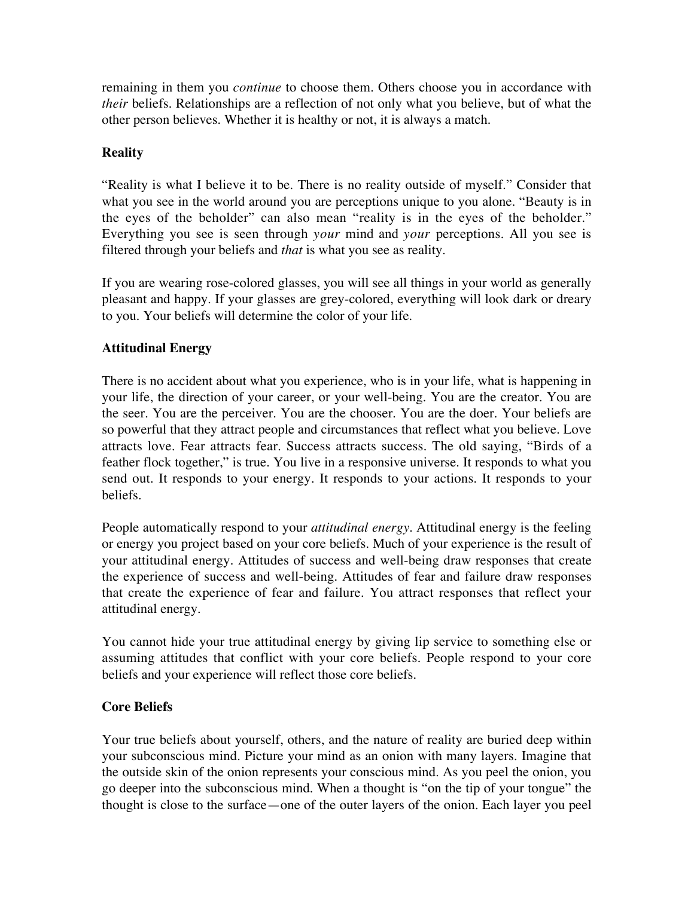remaining in them you *continue* to choose them. Others choose you in accordance with *their* beliefs. Relationships are a reflection of not only what you believe, but of what the other person believes. Whether it is healthy or not, it is always a match.

**Reality**

"Reality is what I believe it to be. There is no reality outside of myself." Consider that what you see in the world around you are perceptions unique to you alone. "Beauty is in the eyes of the beholder" can also mean "reality is in the eyes of the beholder." Everything you see is seen through *your* mind and *your* perceptions. All you see is filtered through your beliefs and *that* is what you see as reality.

If you are wearing rose-colored glasses, you will see all things in your world as generally pleasant and happy. If your glasses are grey-colored, everything will look dark or dreary to you. Your beliefs will determine the color of your life.

**Attitudinal Energy**

There is no accident about what you experience, who is in your life, what is happening in your life, the direction of your career, or your well-being. You are the creator. You are the seer. You are the perceiver. You are the chooser. You are the doer. Your beliefs are so powerful that they attract people and circumstances that reflect what you believe. Love attracts love. Fear attracts fear. Success attracts success. The old saying, "Birds of a feather flock together," is true. You live in a responsive universe. It responds to what you send out. It responds to your energy. It responds to your actions. It responds to your beliefs.

People automatically respond to your *attitudinal energy*. Attitudinal energy is the feeling or energy you project based on your core beliefs. Much of your experience is the result of your attitudinal energy. Attitudes of success and well-being draw responses that create the experience of success and well-being. Attitudes of fear and failure draw responses that create the experience of fear and failure. You attract responses that reflect your attitudinal energy.

You cannot hide your true attitudinal energy by giving lip service to something else or assuming attitudes that conflict with your core beliefs. People respond to your core beliefs and your experience will reflect those core beliefs.

**Core Beliefs**

Your true beliefs about yourself, others, and the nature of reality are buried deep within your subconscious mind. Picture your mind as an onion with many layers. Imagine that the outside skin of the onion represents your conscious mind. As you peel the onion, you go deeper into the subconscious mind. When a thought is "on the tip of your tongue" the thought is close to the surface—one of the outer layers of the onion. Each layer you peel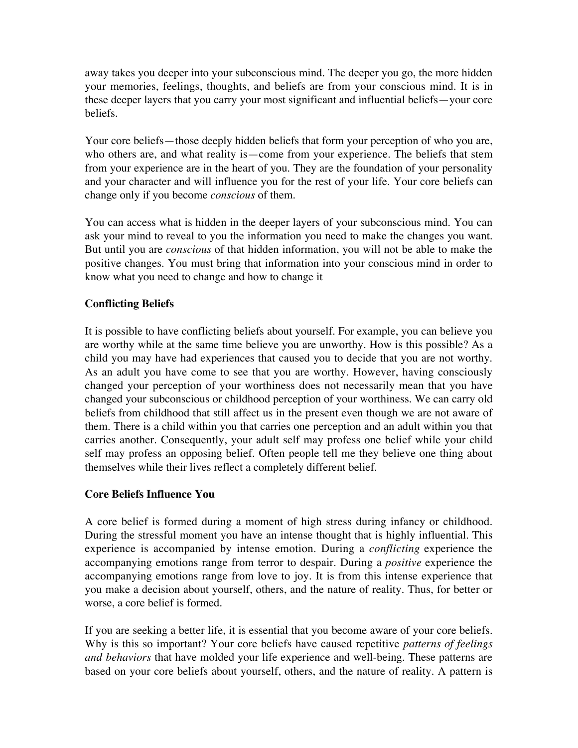away takes you deeper into your subconscious mind. The deeper you go, the more hidden your memories, feelings, thoughts, and beliefs are from your conscious mind. It is in these deeper layers that you carry your most significant and influential beliefs—your core beliefs.

Your core beliefs—those deeply hidden beliefs that form your perception of who you are, who others are, and what reality is—come from your experience. The beliefs that stem from your experience are in the heart of you. They are the foundation of your personality and your character and will influence you for the rest of your life. Your core beliefs can change only if you become *conscious* of them.

You can access what is hidden in the deeper layers of your subconscious mind. You can ask your mind to reveal to you the information you need to make the changes you want. But until you are *conscious* of that hidden information, you will not be able to make the positive changes. You must bring that information into your conscious mind in order to know what you need to change and how to change it

**Conflicting Beliefs**

It is possible to have conflicting beliefs about yourself. For example, you can believe you are worthy while at the same time believe you are unworthy. How is this possible? As a child you may have had experiences that caused you to decide that you are not worthy. As an adult you have come to see that you are worthy. However, having consciously changed your perception of your worthiness does not necessarily mean that you have changed your subconscious or childhood perception of your worthiness. We can carry old beliefs from childhood that still affect us in the present even though we are not aware of them. There is a child within you that carries one perception and an adult within you that carries another. Consequently, your adult self may profess one belief while your child self may profess an opposing belief. Often people tell me they believe one thing about themselves while their lives reflect a completely different belief.

**Core Beliefs Influence You**

A core belief is formed during a moment of high stress during infancy or childhood. During the stressful moment you have an intense thought that is highly influential. This experience is accompanied by intense emotion. During a *conflicting* experience the accompanying emotions range from terror to despair. During a *positive* experience the accompanying emotions range from love to joy. It is from this intense experience that you make a decision about yourself, others, and the nature of reality. Thus, for better or worse, a core belief is formed.

If you are seeking a better life, it is essential that you become aware of your core beliefs. Why is this so important? Your core beliefs have caused repetitive *patterns of feelings and behaviors* that have molded your life experience and well-being. These patterns are based on your core beliefs about yourself, others, and the nature of reality. A pattern is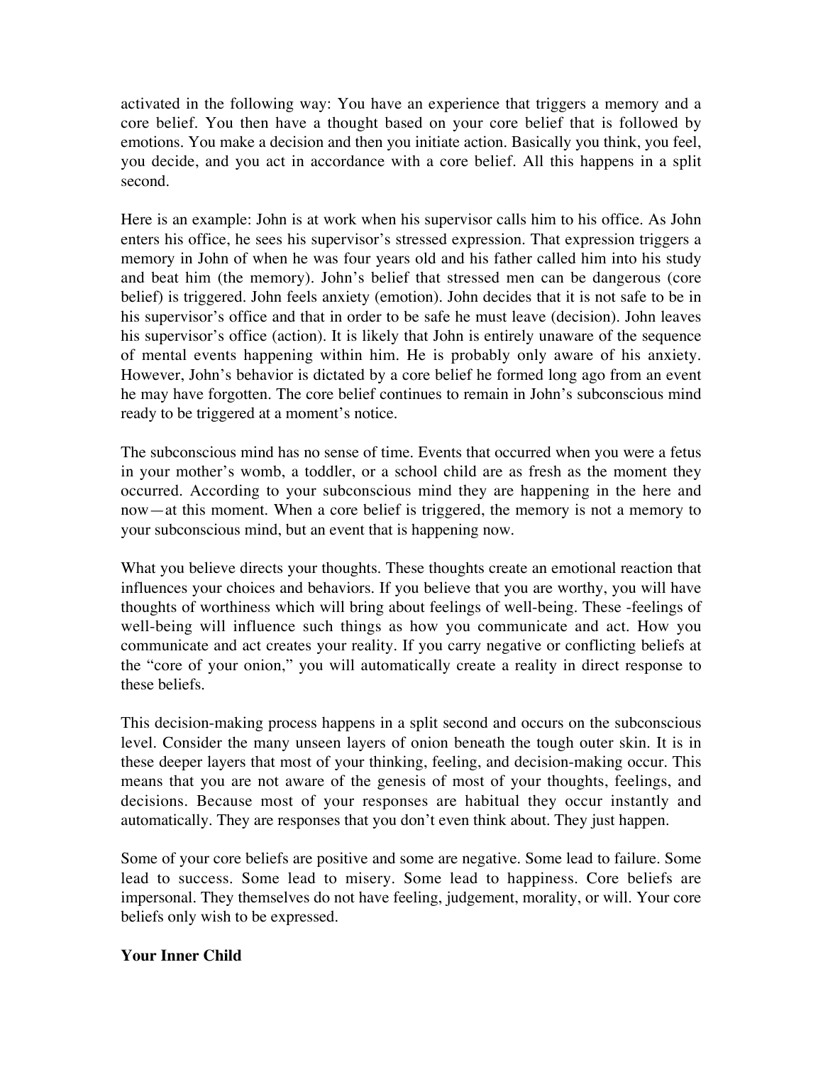activated in the following way: You have an experience that triggers a memory and a core belief. You then have a thought based on your core belief that is followed by emotions. You make a decision and then you initiate action. Basically you think, you feel, you decide, and you act in accordance with a core belief. All this happens in a split second.

Here is an example: John is at work when his supervisor calls him to his office. As John enters his office, he sees his supervisor's stressed expression. That expression triggers a memory in John of when he was four years old and his father called him into his study and beat him (the memory). John's belief that stressed men can be dangerous (core belief) is triggered. John feels anxiety (emotion). John decides that it is not safe to be in his supervisor's office and that in order to be safe he must leave (decision). John leaves his supervisor's office (action). It is likely that John is entirely unaware of the sequence of mental events happening within him. He is probably only aware of his anxiety. However, John's behavior is dictated by a core belief he formed long ago from an event he may have forgotten. The core belief continues to remain in John's subconscious mind ready to be triggered at a moment's notice.

The subconscious mind has no sense of time. Events that occurred when you were a fetus in your mother's womb, a toddler, or a school child are as fresh as the moment they occurred. According to your subconscious mind they are happening in the here and now—at this moment. When a core belief is triggered, the memory is not a memory to your subconscious mind, but an event that is happening now.

What you believe directs your thoughts. These thoughts create an emotional reaction that influences your choices and behaviors. If you believe that you are worthy, you will have thoughts of worthiness which will bring about feelings of well-being. These -feelings of well-being will influence such things as how you communicate and act. How you communicate and act creates your reality. If you carry negative or conflicting beliefs at the "core of your onion," you will automatically create a reality in direct response to these beliefs.

This decision-making process happens in a split second and occurs on the subconscious level. Consider the many unseen layers of onion beneath the tough outer skin. It is in these deeper layers that most of your thinking, feeling, and decision-making occur. This means that you are not aware of the genesis of most of your thoughts, feelings, and decisions. Because most of your responses are habitual they occur instantly and automatically. They are responses that you don't even think about. They just happen.

Some of your core beliefs are positive and some are negative. Some lead to failure. Some lead to success. Some lead to misery. Some lead to happiness. Core beliefs are impersonal. They themselves do not have feeling, judgement, morality, or will. Your core beliefs only wish to be expressed.

**Your Inner Child**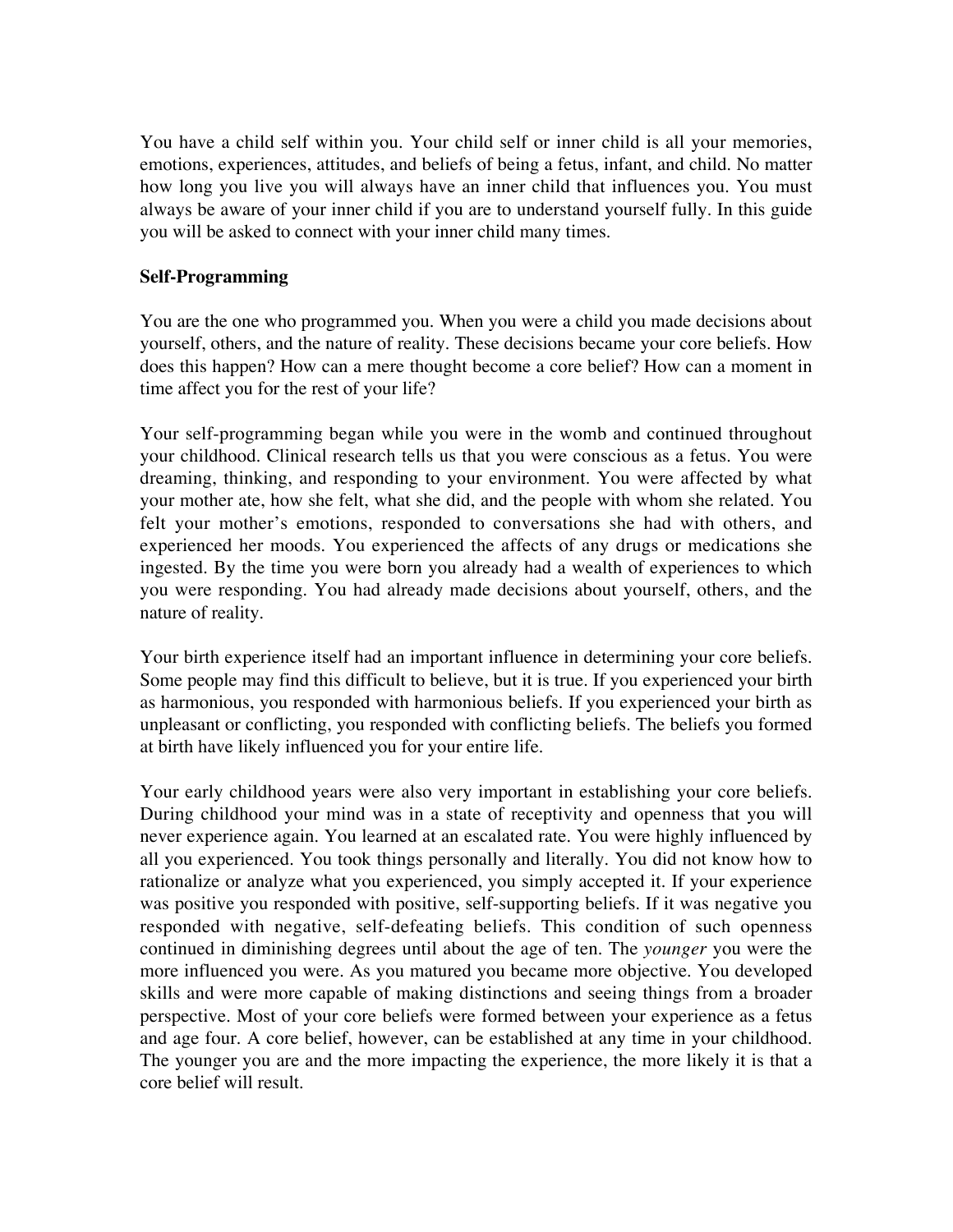You have a child self within you. Your child self or inner child is all your memories, emotions, experiences, attitudes, and beliefs of being a fetus, infant, and child. No matter how long you live you will always have an inner child that influences you. You must always be aware of your inner child if you are to understand yourself fully. In this guide you will be asked to connect with your inner child many times.

**Self-Programming**

You are the one who programmed you. When you were a child you made decisions about yourself, others, and the nature of reality. These decisions became your core beliefs. How does this happen? How can a mere thought become a core belief? How can a moment in time affect you for the rest of your life?

Your self-programming began while you were in the womb and continued throughout your childhood. Clinical research tells us that you were conscious as a fetus. You were dreaming, thinking, and responding to your environment. You were affected by what your mother ate, how she felt, what she did, and the people with whom she related. You felt your mother's emotions, responded to conversations she had with others, and experienced her moods. You experienced the affects of any drugs or medications she ingested. By the time you were born you already had a wealth of experiences to which you were responding. You had already made decisions about yourself, others, and the nature of reality.

Your birth experience itself had an important influence in determining your core beliefs. Some people may find this difficult to believe, but it is true. If you experienced your birth as harmonious, you responded with harmonious beliefs. If you experienced your birth as unpleasant or conflicting, you responded with conflicting beliefs. The beliefs you formed at birth have likely influenced you for your entire life.

Your early childhood years were also very important in establishing your core beliefs. During childhood your mind was in a state of receptivity and openness that you will never experience again. You learned at an escalated rate. You were highly influenced by all you experienced. You took things personally and literally. You did not know how to rationalize or analyze what you experienced, you simply accepted it. If your experience was positive you responded with positive, self-supporting beliefs. If it was negative you responded with negative, self-defeating beliefs. This condition of such openness continued in diminishing degrees until about the age of ten. The *younger* you were the more influenced you were. As you matured you became more objective. You developed skills and were more capable of making distinctions and seeing things from a broader perspective. Most of your core beliefs were formed between your experience as a fetus and age four. A core belief, however, can be established at any time in your childhood. The younger you are and the more impacting the experience, the more likely it is that a core belief will result.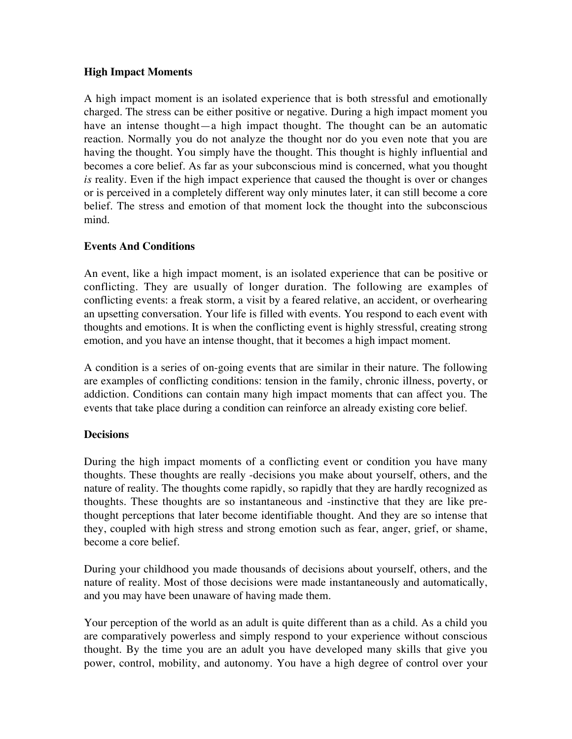**High Impact Moments**

A high impact moment is an isolated experience that is both stressful and emotionally charged. The stress can be either positive or negative. During a high impact moment you have an intense thought—a high impact thought. The thought can be an automatic reaction. Normally you do not analyze the thought nor do you even note that you are having the thought. You simply have the thought. This thought is highly influential and becomes a core belief. As far as your subconscious mind is concerned, what you thought *is* reality. Even if the high impact experience that caused the thought is over or changes or is perceived in a completely different way only minutes later, it can still become a core belief. The stress and emotion of that moment lock the thought into the subconscious mind.

**Events And Conditions**

An event, like a high impact moment, is an isolated experience that can be positive or conflicting. They are usually of longer duration. The following are examples of conflicting events: a freak storm, a visit by a feared relative, an accident, or overhearing an upsetting conversation. Your life is filled with events. You respond to each event with thoughts and emotions. It is when the conflicting event is highly stressful, creating strong emotion, and you have an intense thought, that it becomes a high impact moment.

A condition is a series of on-going events that are similar in their nature. The following are examples of conflicting conditions: tension in the family, chronic illness, poverty, or addiction. Conditions can contain many high impact moments that can affect you. The events that take place during a condition can reinforce an already existing core belief.

**Decisions**

During the high impact moments of a conflicting event or condition you have many thoughts. These thoughts are really -decisions you make about yourself, others, and the nature of reality. The thoughts come rapidly, so rapidly that they are hardly recognized as thoughts. These thoughts are so instantaneous and -instinctive that they are like pre-thought perceptions that later become identifiable thought. And they are so intense that they, coupled with high stress and strong emotion such as fear, anger, grief, or shame, become a core belief.

During your childhood you made thousands of decisions about yourself, others, and the nature of reality. Most of those decisions were made instantaneously and automatically, and you may have been unaware of having made them.

Your perception of the world as an adult is quite different than as a child. As a child you are comparatively powerless and simply respond to your experience without conscious thought. By the time you are an adult you have developed many skills that give you power, control, mobility, and autonomy. You have a high degree of control over your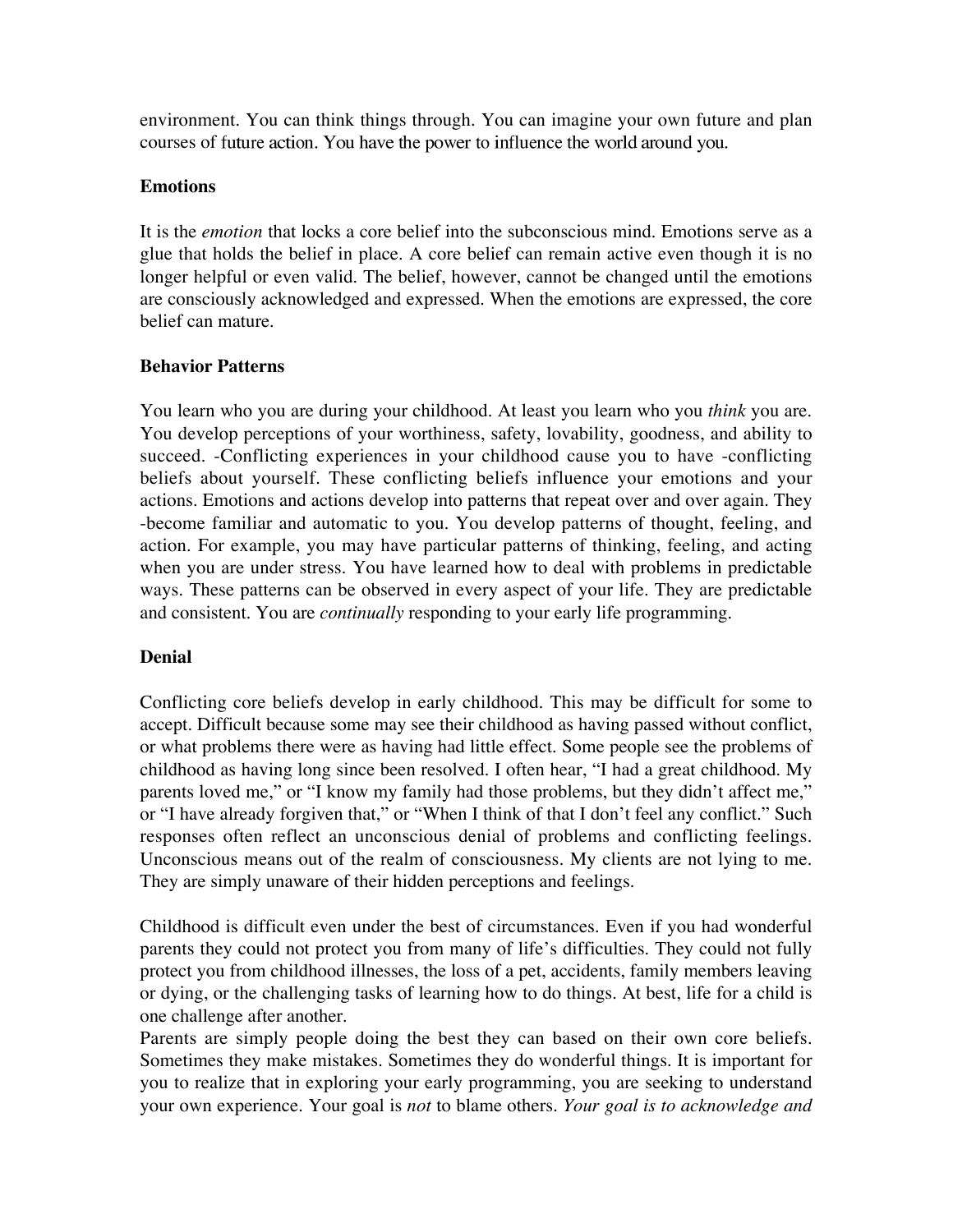environment. You can think things through. You can imagine your own future and plan courses of future action. You have the power to influence the world around you.

**Emotions**

It is the *emotion* that locks a core belief into the subconscious mind. Emotions serve as a glue that holds the belief in place. A core belief can remain active even though it is no longer helpful or even valid. The belief, however, cannot be changed until the emotions are consciously acknowledged and expressed. When the emotions are expressed, the core belief can mature.

**Behavior Patterns**

You learn who you are during your childhood. At least you learn who you *think* you are. You develop perceptions of your worthiness, safety, lovability, goodness, and ability to succeed. -Conflicting experiences in your childhood cause you to have -conflicting beliefs about yourself. These conflicting beliefs influence your emotions and your actions. Emotions and actions develop into patterns that repeat over and over again. They -become familiar and automatic to you. You develop patterns of thought, feeling, and action. For example, you may have particular patterns of thinking, feeling, and acting when you are under stress. You have learned how to deal with problems in predictable ways. These patterns can be observed in every aspect of your life. They are predictable and consistent. You are *continually* responding to your early life programming.

**Denial**

Conflicting core beliefs develop in early childhood. This may be difficult for some to accept. Difficult because some may see their childhood as having passed without conflict, or what problems there were as having had little effect. Some people see the problems of childhood as having long since been resolved. I often hear, "I had a great childhood. My parents loved me," or "I know my family had those problems, but they didn't affect me," or "I have already forgiven that," or "When I think of that I don't feel any conflict." Such responses often reflect an unconscious denial of problems and conflicting feelings. Unconscious means out of the realm of consciousness. My clients are not lying to me. They are simply unaware of their hidden perceptions and feelings.

Childhood is difficult even under the best of circumstances. Even if you had wonderful parents they could not protect you from many of life's difficulties. They could not fully protect you from childhood illnesses, the loss of a pet, accidents, family members leaving or dying, or the challenging tasks of learning how to do things. At best, life for a child is one challenge after another.

Parents are simply people doing the best they can based on their own core beliefs. Sometimes they make mistakes. Sometimes they do wonderful things. It is important for you to realize that in exploring your early programming, you are seeking to understand your own experience. Your goal is *not* to blame others. *Your goal is to acknowledge and*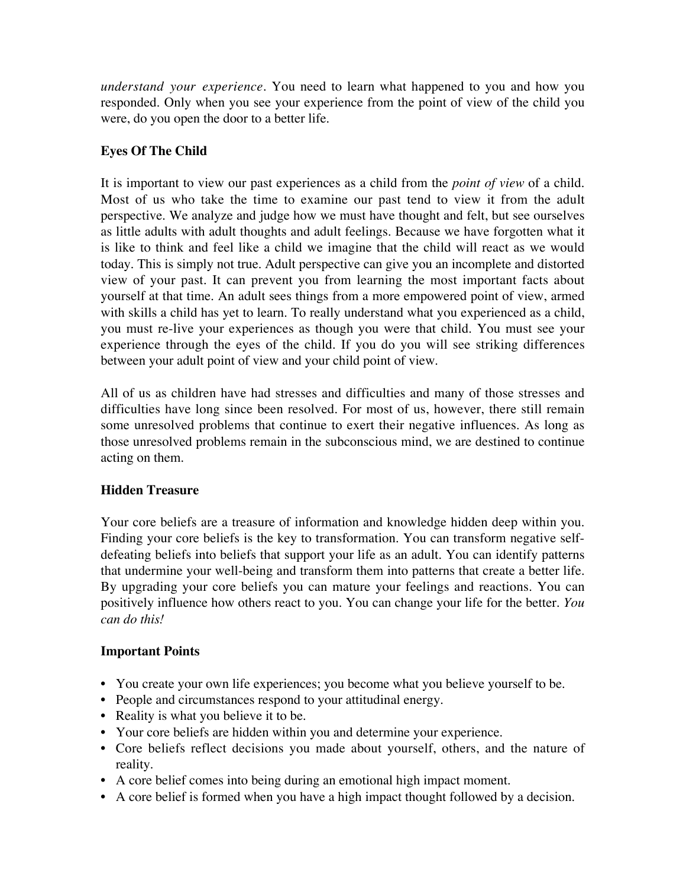*understand your experience*. You need to learn what happened to you and how you responded. Only when you see your experience from the point of view of the child you were, do you open the door to a better life.

**Eyes Of The Child**

It is important to view our past experiences as a child from the *point of view* of a child. Most of us who take the time to examine our past tend to view it from the adult perspective. We analyze and judge how we must have thought and felt, but see ourselves as little adults with adult thoughts and adult feelings. Because we have forgotten what it is like to think and feel like a child we imagine that the child will react as we would today. This is simply not true. Adult perspective can give you an incomplete and distorted view of your past. It can prevent you from learning the most important facts about yourself at that time. An adult sees things from a more empowered point of view, armed with skills a child has yet to learn. To really understand what you experienced as a child, you must re-live your experiences as though you were that child. You must see your experience through the eyes of the child. If you do you will see striking differences between your adult point of view and your child point of view.

All of us as children have had stresses and difficulties and many of those stresses and difficulties have long since been resolved. For most of us, however, there still remain some unresolved problems that continue to exert their negative influences. As long as those unresolved problems remain in the subconscious mind, we are destined to continue acting on them.

**Hidden Treasure**

Your core beliefs are a treasure of information and knowledge hidden deep within you. Finding your core beliefs is the key to transformation. You can transform negative self-defeating beliefs into beliefs that support your life as an adult. You can identify patterns that undermine your well-being and transform them into patterns that create a better life. By upgrading your core beliefs you can mature your feelings and reactions. You can positively influence how others react to you. You can change your life for the better. *You can do this!*

**Important Points**

- You create your own life experiences; you become what you believe yourself to be.
- People and circumstances respond to your attitudinal energy.
- Reality is what you believe it to be.
- Your core beliefs are hidden within you and determine your experience.
- Core beliefs reflect decisions you made about yourself, others, and the nature of reality.
- A core belief comes into being during an emotional high impact moment.
- A core belief is formed when you have a high impact thought followed by a decision.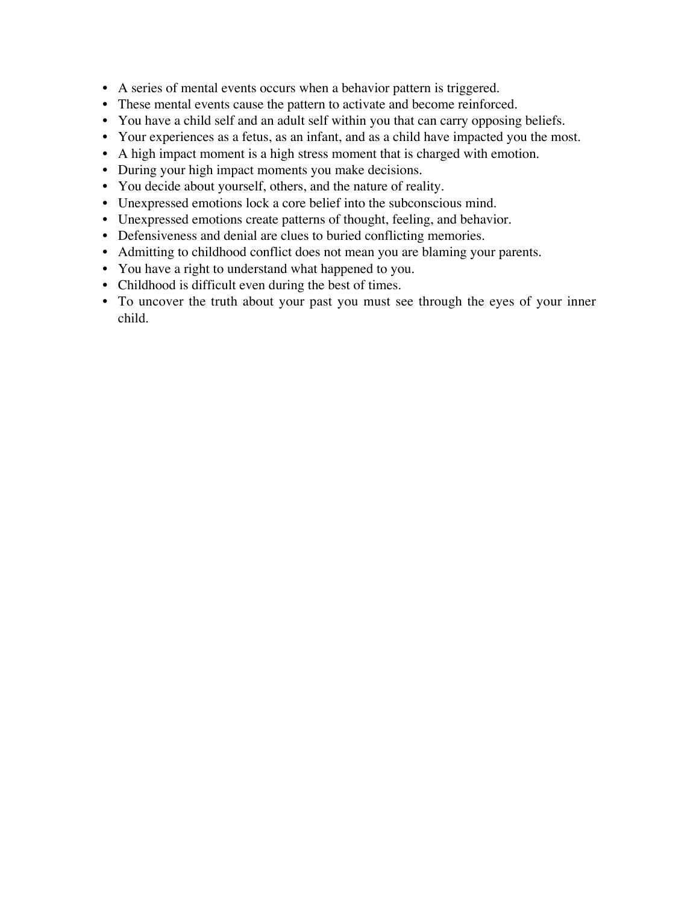- A series of mental events occurs when a behavior pattern is triggered.
- These mental events cause the pattern to activate and become reinforced.
- You have a child self and an adult self within you that can carry opposing beliefs.
- Your experiences as a fetus, as an infant, and as a child have impacted you the most.
- A high impact moment is a high stress moment that is charged with emotion.
- During your high impact moments you make decisions.
- You decide about yourself, others, and the nature of reality.
- Unexpressed emotions lock a core belief into the subconscious mind.
- Unexpressed emotions create patterns of thought, feeling, and behavior.
- Defensiveness and denial are clues to buried conflicting memories.
- Admitting to childhood conflict does not mean you are blaming your parents.
- You have a right to understand what happened to you.
- Childhood is difficult even during the best of times.
- To uncover the truth about your past you must see through the eyes of your inner child.